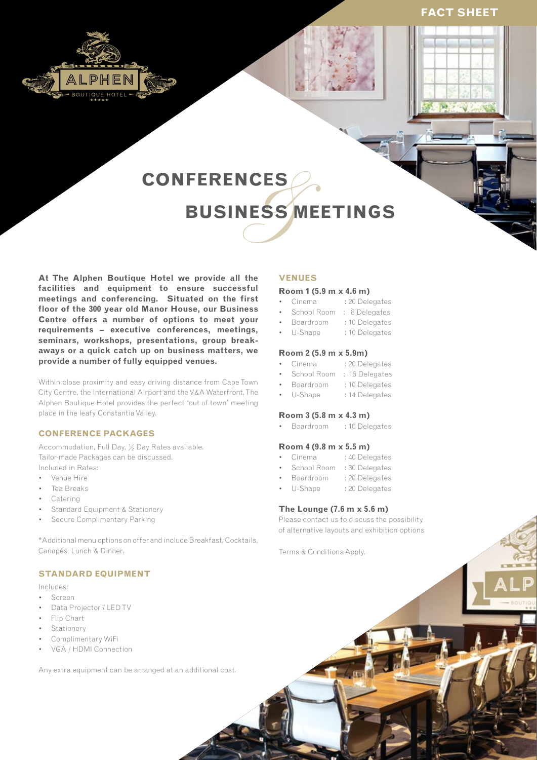FACT SHEET

ALPHEN BOUTIQUE HOTEL

# CONFERENCES & BUSINESS MEETINGS

**At The Alphen Boutique Hotel we provide all the facilities and equipment to ensure successful meetings and conferencing. Situated on the first floor of the 300 year old Manor House, our Business Centre offers a number of options to meet your requirements – executive conferences, meetings, seminars, workshops, presentations, group break-aways or a quick catch up on business matters, we provide a number of fully equipped venues.**

Within close proximity and easy driving distance from Cape Town City Centre, the International Airport and the V&A Waterfront, The Alphen Boutique Hotel provides the perfect 'out of town' meeting place in the leafy Constantia Valley.

## CONFERENCE PACKAGES

Accommodation, Full Day, ½ Day Rates available.
Tailor-made Packages can be discussed.
Included in Rates:

- Venue Hire
- Tea Breaks
- Catering
- Standard Equipment & Stationery
- Secure Complimentary Parking

*Additional menu options on offer and include Breakfast, Cocktails, Canapés, Lunch & Dinner.

## STANDARD EQUIPMENT

Includes:

- Screen
- Data Projector / LED TV
- Flip Chart
- Stationery
- Complimentary WiFi
- VGA / HDMI Connection

Any extra equipment can be arranged at an additional cost.

## VENUES

### Room 1 (5.9 m x 4.6 m)

- Cinema : 20 Delegates
- School Room : 8 Delegates
- Boardroom : 10 Delegates
- U-Shape : 10 Delegates

### Room 2 (5.9 m x 5.9m)

- Cinema : 20 Delegates
- School Room : 16 Delegates
- Boardroom : 10 Delegates
- U-Shape : 14 Delegates

### Room 3 (5.8 m x 4.3 m)

- Boardroom : 10 Delegates

### Room 4 (9.8 m x 5.5 m)

- Cinema : 40 Delegates
- School Room : 30 Delegates
- Boardroom : 20 Delegates
- U-Shape : 20 Delegates

### The Lounge (7.6 m x 5.6 m)

Please contact us to discuss the possibility of alternative layouts and exhibition options

Terms & Conditions Apply.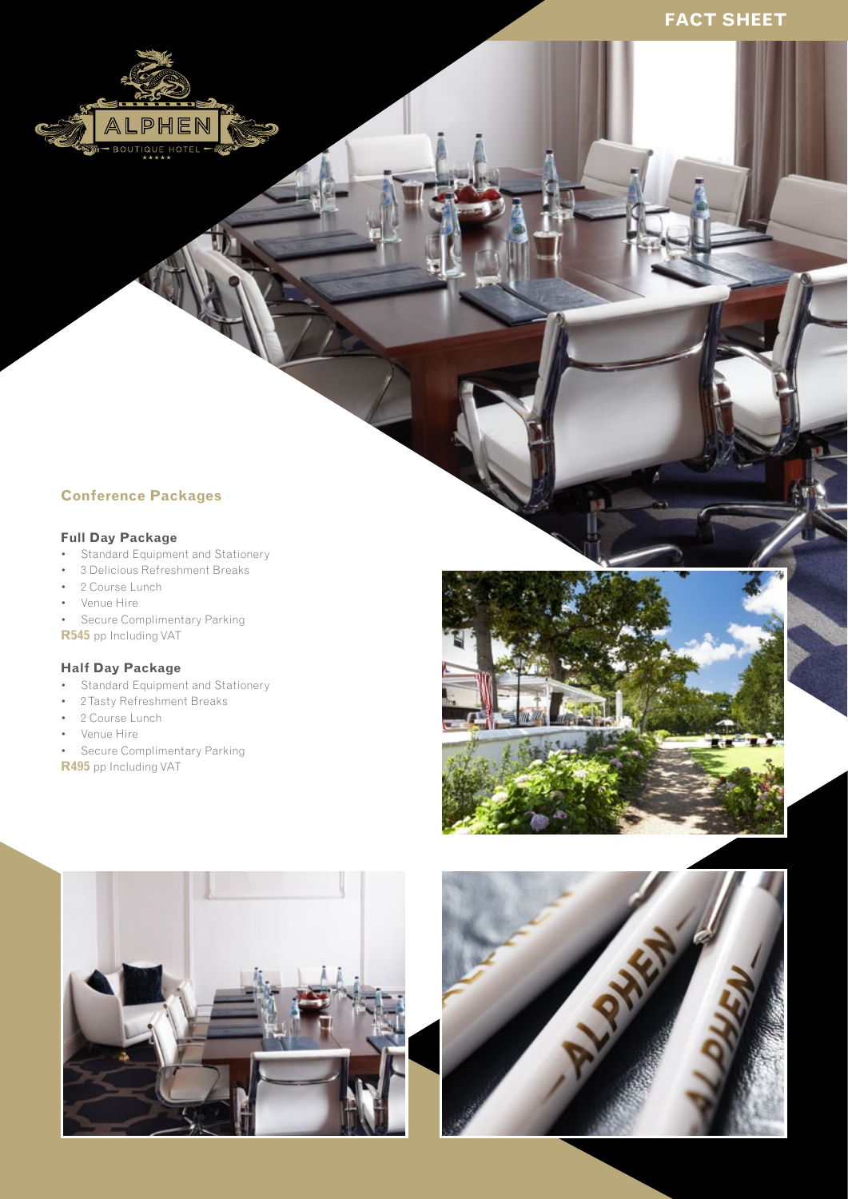# FACT SHEET

## Conference Packages

### Full Day Package

- Standard Equipment and Stationery
- 3 Delicious Refreshment Breaks
- 2 Course Lunch
- Venue Hire
- Secure Complimentary Parking

**R545** pp Including VAT

### Half Day Package

- Standard Equipment and Stationery
- 2 Tasty Refreshment Breaks
- 2 Course Lunch
- Venue Hire
- Secure Complimentary Parking

**R495** pp Including VAT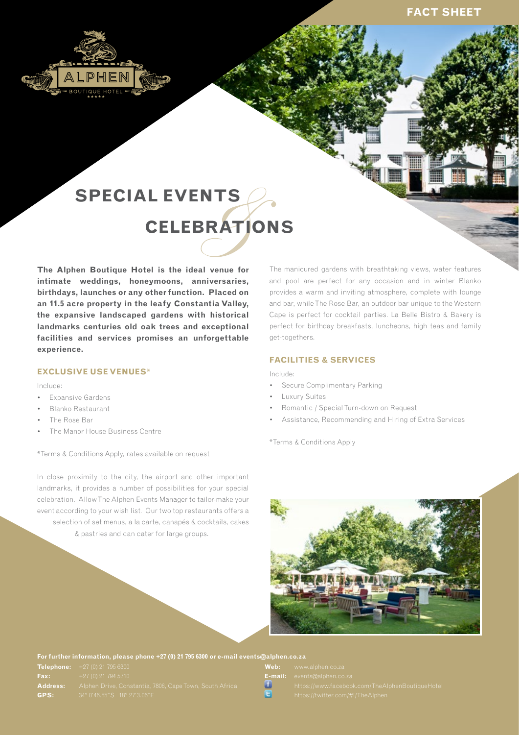FACT SHEET

ALPHEN BOUTIQUE HOTEL

# SPECIAL EVENTS & CELEBRATIONS

**The Alphen Boutique Hotel is the ideal venue for intimate weddings, honeymoons, anniversaries, birthdays, launches or any other function. Placed on an 11.5 acre property in the leafy Constantia Valley, the expansive landscaped gardens with historical landmarks centuries old oak trees and exceptional facilities and services promises an unforgettable experience.**

## EXCLUSIVE USE VENUES*

Include:

- Expansive Gardens
- Blanko Restaurant
- The Rose Bar
- The Manor House Business Centre

*Terms & Conditions Apply, rates available on request

In close proximity to the city, the airport and other important landmarks, it provides a number of possibilities for your special celebration. Allow The Alphen Events Manager to tailor-make your event according to your wish list. Our two top restaurants offers a selection of set menus, a la carte, canapés & cocktails, cakes & pastries and can cater for large groups.

The manicured gardens with breathtaking views, water features and pool are perfect for any occasion and in winter Blanko provides a warm and inviting atmosphere, complete with lounge and bar, while The Rose Bar, an outdoor bar unique to the Western Cape is perfect for cocktail parties. La Belle Bistro & Bakery is perfect for birthday breakfasts, luncheons, high teas and family get-togethers.

## FACILITIES & SERVICES

Include:

- Secure Complimentary Parking
- Luxury Suites
- Romantic / Special Turn-down on Request
- Assistance, Recommending and Hiring of Extra Services

*Terms & Conditions Apply

**For further information, please phone +27 (0) 21 795 6300 or e-mail events@alphen.co.za**

**Telephone:** +27 (0) 21 795 6300
**Fax:** +27 (0) 21 794 5710
**Address:** Alphen Drive, Constantia, 7806, Cape Town, South Africa
**GPS:** 34° 0'46.55"S 18° 27'3.06"E

**Web:** www.alphen.co.za
**E-mail:** events@alphen.co.za
https://www.facebook.com/TheAlphenBoutiqueHotel
https://twitter.com/#!/TheAlphen